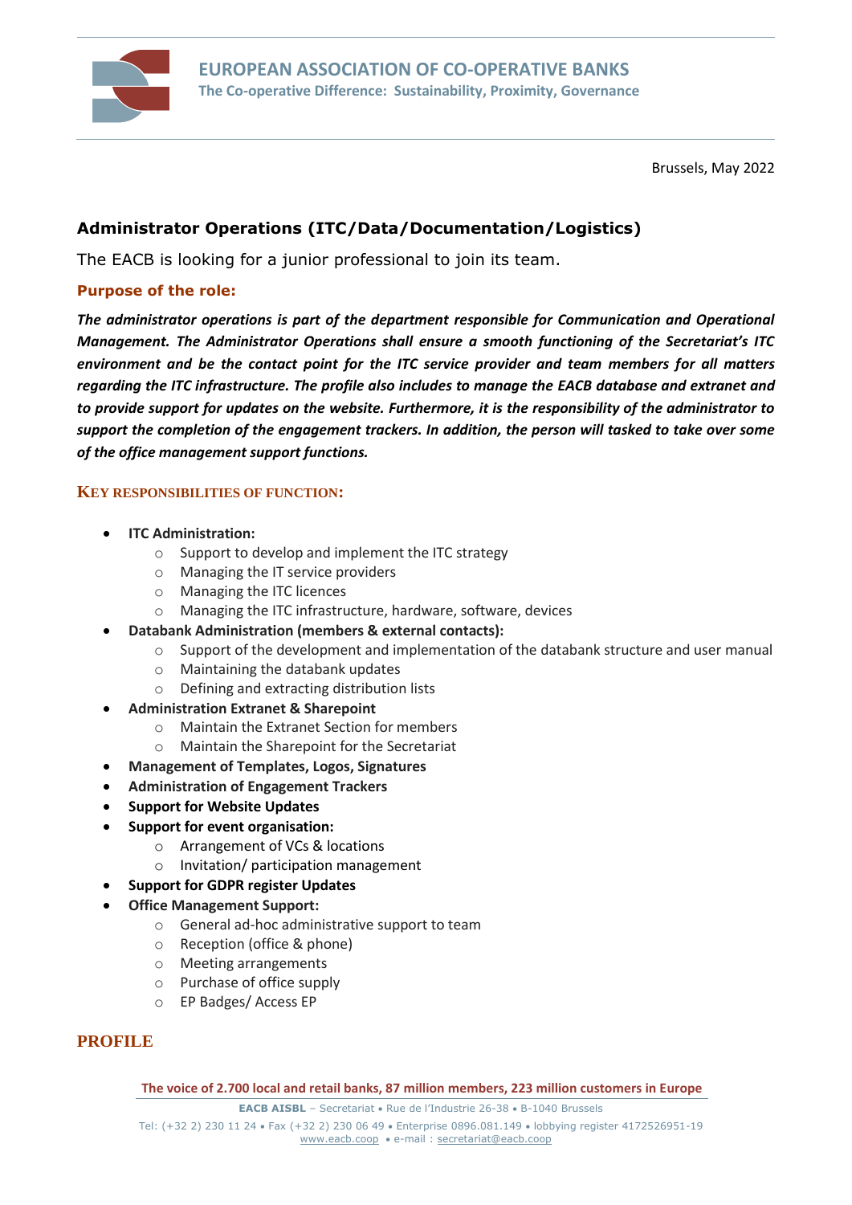**EUROPEAN ASSOCIATION OF CO-OPERATIVE BANKS**
**The Co-operative Difference: Sustainability, Proximity, Governance**

Brussels, May 2022

## Administrator Operations (ITC/Data/Documentation/Logistics)

The EACB is looking for a junior professional to join its team.

### Purpose of the role:

***The administrator operations is part of the department responsible for Communication and Operational Management. The Administrator Operations shall ensure a smooth functioning of the Secretariat's ITC environment and be the contact point for the ITC service provider and team members for all matters regarding the ITC infrastructure. The profile also includes to manage the EACB database and extranet and to provide support for updates on the website. Furthermore, it is the responsibility of the administrator to support the completion of the engagement trackers. In addition, the person will tasked to take over some of the office management support functions.***

### KEY RESPONSIBILITIES OF FUNCTION:

- **ITC Administration:**
  - Support to develop and implement the ITC strategy
  - Managing the IT service providers
  - Managing the ITC licences
  - Managing the ITC infrastructure, hardware, software, devices
- **Databank Administration (members & external contacts):**
  - Support of the development and implementation of the databank structure and user manual
  - Maintaining the databank updates
  - Defining and extracting distribution lists
- **Administration Extranet & Sharepoint**
  - Maintain the Extranet Section for members
  - Maintain the Sharepoint for the Secretariat
- **Management of Templates, Logos, Signatures**
- **Administration of Engagement Trackers**
- **Support for Website Updates**
- **Support for event organisation:**
  - Arrangement of VCs & locations
  - Invitation/ participation management
- **Support for GDPR register Updates**
- **Office Management Support:**
  - General ad-hoc administrative support to team
  - Reception (office & phone)
  - Meeting arrangements
  - Purchase of office supply
  - EP Badges/ Access EP

## PROFILE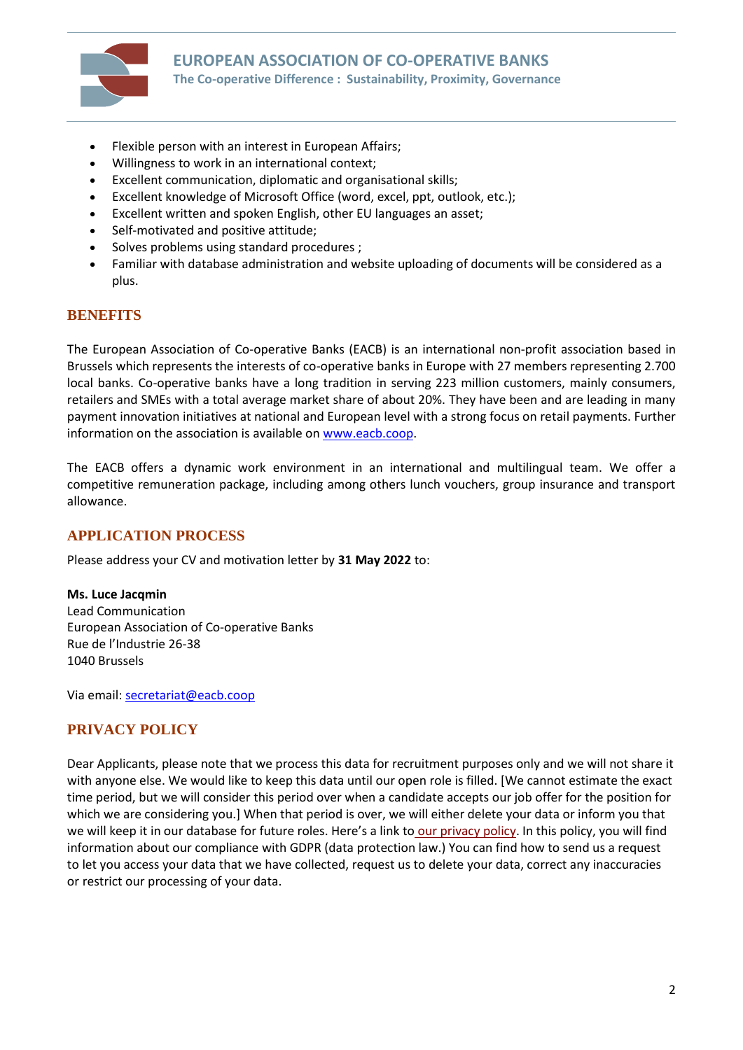- Flexible person with an interest in European Affairs;
- Willingness to work in an international context;
- Excellent communication, diplomatic and organisational skills;
- Excellent knowledge of Microsoft Office (word, excel, ppt, outlook, etc.);
- Excellent written and spoken English, other EU languages an asset;
- Self-motivated and positive attitude;
- Solves problems using standard procedures ;
- Familiar with database administration and website uploading of documents will be considered as a plus.

## BENEFITS

The European Association of Co-operative Banks (EACB) is an international non-profit association based in Brussels which represents the interests of co-operative banks in Europe with 27 members representing 2.700 local banks. Co-operative banks have a long tradition in serving 223 million customers, mainly consumers, retailers and SMEs with a total average market share of about 20%. They have been and are leading in many payment innovation initiatives at national and European level with a strong focus on retail payments. Further information on the association is available on www.eacb.coop.

The EACB offers a dynamic work environment in an international and multilingual team. We offer a competitive remuneration package, including among others lunch vouchers, group insurance and transport allowance.

## APPLICATION PROCESS

Please address your CV and motivation letter by **31 May 2022** to:

**Ms. Luce Jacqmin**
Lead Communication
European Association of Co-operative Banks
Rue de l'Industrie 26-38
1040 Brussels

Via email: secretariat@eacb.coop

## PRIVACY POLICY

Dear Applicants, please note that we process this data for recruitment purposes only and we will not share it with anyone else. We would like to keep this data until our open role is filled. [We cannot estimate the exact time period, but we will consider this period over when a candidate accepts our job offer for the position for which we are considering you.] When that period is over, we will either delete your data or inform you that we will keep it in our database for future roles. Here's a link to our privacy policy. In this policy, you will find information about our compliance with GDPR (data protection law.) You can find how to send us a request to let you access your data that we have collected, request us to delete your data, correct any inaccuracies or restrict our processing of your data.